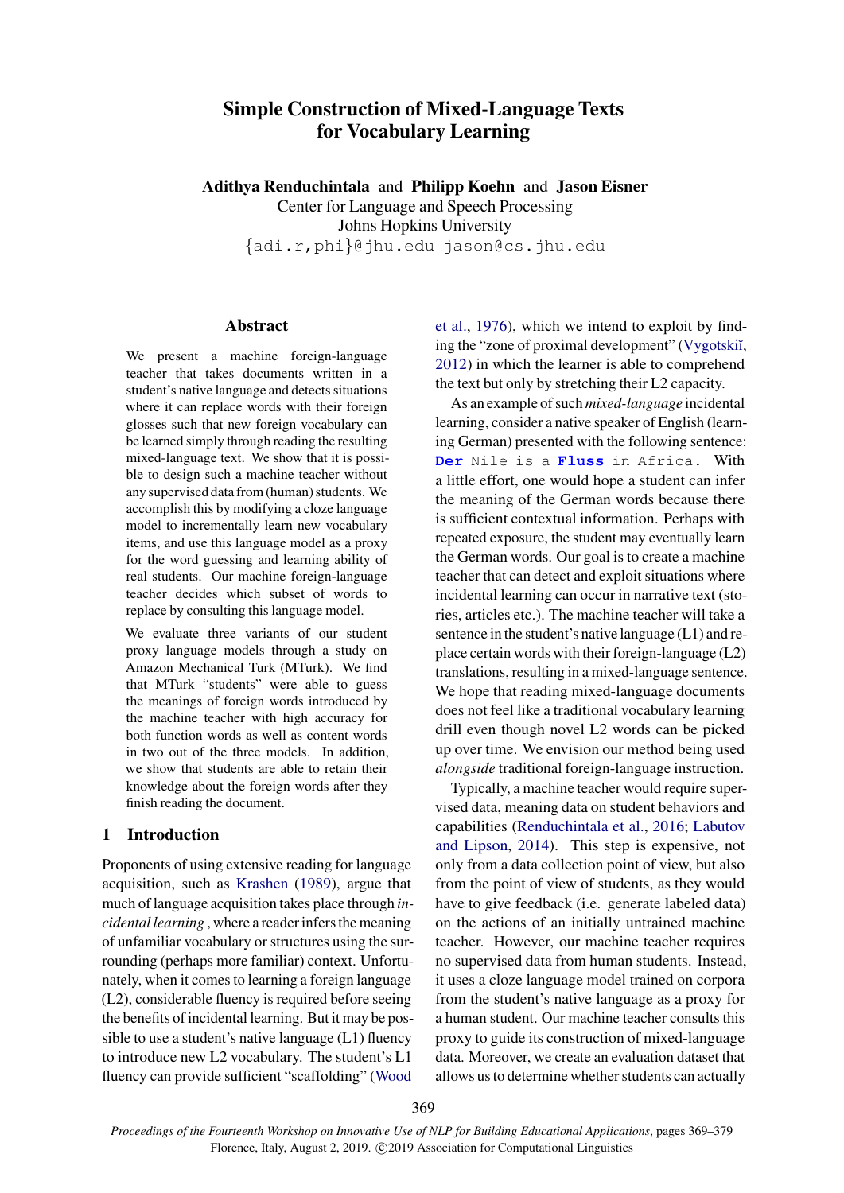# Simple Construction of Mixed-Language Texts for Vocabulary Learning

**Adithya Renduchintala** and **Philipp Koehn** and **Jason Eisner**
Center for Language and Speech Processing
Johns Hopkins University
{adi.r,phi}@jhu.edu jason@cs.jhu.edu

## Abstract

We present a machine foreign-language teacher that takes documents written in a student's native language and detects situations where it can replace words with their foreign glosses such that new foreign vocabulary can be learned simply through reading the resulting mixed-language text. We show that it is possible to design such a machine teacher without any supervised data from (human) students. We accomplish this by modifying a cloze language model to incrementally learn new vocabulary items, and use this language model as a proxy for the word guessing and learning ability of real students. Our machine foreign-language teacher decides which subset of words to replace by consulting this language model.

We evaluate three variants of our student proxy language models through a study on Amazon Mechanical Turk (MTurk). We find that MTurk "students" were able to guess the meanings of foreign words introduced by the machine teacher with high accuracy for both function words as well as content words in two out of the three models. In addition, we show that students are able to retain their knowledge about the foreign words after they finish reading the document.

## 1 Introduction

Proponents of using extensive reading for language acquisition, such as Krashen (1989), argue that much of language acquisition takes place through *incidental learning* , where a reader infers the meaning of unfamiliar vocabulary or structures using the surrounding (perhaps more familiar) context. Unfortunately, when it comes to learning a foreign language (L2), considerable fluency is required before seeing the benefits of incidental learning. But it may be possible to use a student's native language (L1) fluency to introduce new L2 vocabulary. The student's L1 fluency can provide sufficient "scaffolding" (Wood et al., 1976), which we intend to exploit by finding the "zone of proximal development" (Vygotskiĭ, 2012) in which the learner is able to comprehend the text but only by stretching their L2 capacity.

As an example of such *mixed-language* incidental learning, consider a native speaker of English (learning German) presented with the following sentence: **Der** Nile is a **Fluss** in Africa. With a little effort, one would hope a student can infer the meaning of the German words because there is sufficient contextual information. Perhaps with repeated exposure, the student may eventually learn the German words. Our goal is to create a machine teacher that can detect and exploit situations where incidental learning can occur in narrative text (stories, articles etc.). The machine teacher will take a sentence in the student's native language (L1) and replace certain words with their foreign-language (L2) translations, resulting in a mixed-language sentence. We hope that reading mixed-language documents does not feel like a traditional vocabulary learning drill even though novel L2 words can be picked up over time. We envision our method being used *alongside* traditional foreign-language instruction.

Typically, a machine teacher would require supervised data, meaning data on student behaviors and capabilities (Renduchintala et al., 2016; Labutov and Lipson, 2014). This step is expensive, not only from a data collection point of view, but also from the point of view of students, as they would have to give feedback (i.e. generate labeled data) on the actions of an initially untrained machine teacher. However, our machine teacher requires no supervised data from human students. Instead, it uses a cloze language model trained on corpora from the student's native language as a proxy for a human student. Our machine teacher consults this proxy to guide its construction of mixed-language data. Moreover, we create an evaluation dataset that allows us to determine whether students can actually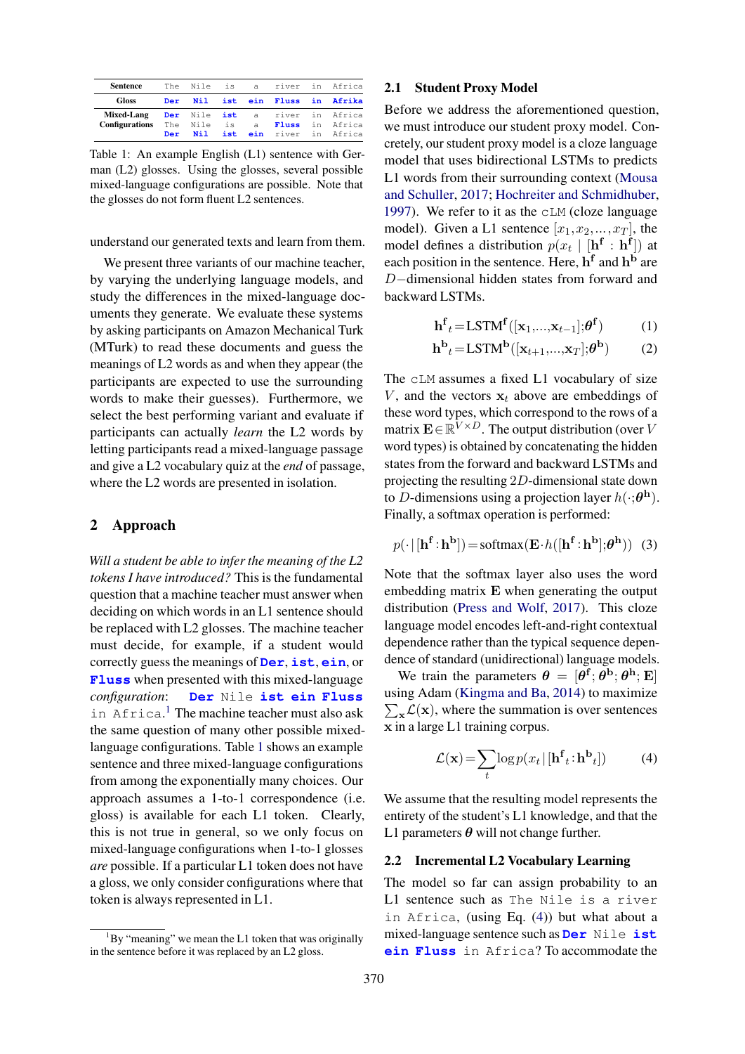| Sentence | The | Nile | is | a | river | in | Africa |
|---|---|---|---|---|---|---|---|
| Gloss | **Der** | **Nil** | **ist** | **ein** | **Fluss** | **in** | **Afrika** |
| Mixed-Lang Configurations | **Der** | Nile | **ist** | a | river | in | Africa |
| | The | Nile | is | a | **Fluss** | in | Africa |
| | **Der** | **Nil** | **ist** | **ein** | river | in | Africa |

Table 1: An example English (L1) sentence with German (L2) glosses. Using the glosses, several possible mixed-language configurations are possible. Note that the glosses do not form fluent L2 sentences.

understand our generated texts and learn from them.

We present three variants of our machine teacher, by varying the underlying language models, and study the differences in the mixed-language documents they generate. We evaluate these systems by asking participants on Amazon Mechanical Turk (MTurk) to read these documents and guess the meanings of L2 words as and when they appear (the participants are expected to use the surrounding words to make their guesses). Furthermore, we select the best performing variant and evaluate if participants can actually *learn* the L2 words by letting participants read a mixed-language passage and give a L2 vocabulary quiz at the *end* of passage, where the L2 words are presented in isolation.

## 2 Approach

*Will a student be able to infer the meaning of the L2 tokens I have introduced?* This is the fundamental question that a machine teacher must answer when deciding on which words in an L1 sentence should be replaced with L2 glosses. The machine teacher must decide, for example, if a student would correctly guess the meanings of **Der**, **ist**, **ein**, or **Fluss** when presented with this mixed-language *configuration*: **Der** Nile **ist ein Fluss** in Africa.[1] The machine teacher must also ask the same question of many other possible mixed-language configurations. Table 1 shows an example sentence and three mixed-language configurations from among the exponentially many choices. Our approach assumes a 1-to-1 correspondence (i.e. gloss) is available for each L1 token. Clearly, this is not true in general, so we only focus on mixed-language configurations when 1-to-1 glosses *are* possible. If a particular L1 token does not have a gloss, we only consider configurations where that token is always represented in L1.

[1] By "meaning" we mean the L1 token that was originally in the sentence before it was replaced by an L2 gloss.

### 2.1 Student Proxy Model

Before we address the aforementioned question, we must introduce our student proxy model. Concretely, our student proxy model is a cloze language model that uses bidirectional LSTMs to predicts L1 words from their surrounding context (Mousa and Schuller, 2017; Hochreiter and Schmidhuber, 1997). We refer to it as the cLM (cloze language model). Given a L1 sentence $[x_1, x_2, \ldots, x_T]$, the model defines a distribution $p(x_t \mid [\mathbf{h^f} : \mathbf{h^f}])$ at each position in the sentence. Here, $\mathbf{h^f}$ and $\mathbf{h^b}$ are $D$−dimensional hidden states from forward and backward LSTMs.

$$\mathbf{h^f}_t = \text{LSTM}^\mathbf{f}([\mathbf{x}_1, \ldots, \mathbf{x}_{t-1}]; \boldsymbol{\theta}^\mathbf{f}) \quad (1)$$

$$\mathbf{h^b}_t = \text{LSTM}^\mathbf{b}([\mathbf{x}_{t+1}, \ldots, \mathbf{x}_T]; \boldsymbol{\theta}^\mathbf{b}) \quad (2)$$

The cLM assumes a fixed L1 vocabulary of size $V$, and the vectors $\mathbf{x}_t$ above are embeddings of these word types, which correspond to the rows of a matrix $\mathbf{E} \in \mathbb{R}^{V \times D}$. The output distribution (over $V$ word types) is obtained by concatenating the hidden states from the forward and backward LSTMs and projecting the resulting $2D$-dimensional state down to $D$-dimensions using a projection layer $h(\cdot; \boldsymbol{\theta}^\mathbf{h})$. Finally, a softmax operation is performed:

$$p(\cdot \mid [\mathbf{h^f} : \mathbf{h^b}]) = \text{softmax}(\mathbf{E} \cdot h([\mathbf{h^f} : \mathbf{h^b}]; \boldsymbol{\theta}^\mathbf{h})) \quad (3)$$

Note that the softmax layer also uses the word embedding matrix $\mathbf{E}$ when generating the output distribution (Press and Wolf, 2017). This cloze language model encodes left-and-right contextual dependence rather than the typical sequence dependence of standard (unidirectional) language models.

We train the parameters $\boldsymbol{\theta} = [\boldsymbol{\theta}^\mathbf{f}; \boldsymbol{\theta}^\mathbf{b}; \boldsymbol{\theta}^\mathbf{h}; \mathbf{E}]$ using Adam (Kingma and Ba, 2014) to maximize $\sum_\mathbf{x} \mathcal{L}(\mathbf{x})$, where the summation is over sentences $\mathbf{x}$ in a large L1 training corpus.

$$\mathcal{L}(\mathbf{x}) = \sum_t \log p(x_t \mid [\mathbf{h^f}_t : \mathbf{h^b}_t]) \quad (4)$$

We assume that the resulting model represents the entirety of the student's L1 knowledge, and that the L1 parameters $\boldsymbol{\theta}$ will not change further.

### 2.2 Incremental L2 Vocabulary Learning

The model so far can assign probability to an L1 sentence such as The Nile is a river in Africa, (using Eq. (4)) but what about a mixed-language sentence such as **Der** Nile **ist ein Fluss** in Africa? To accommodate the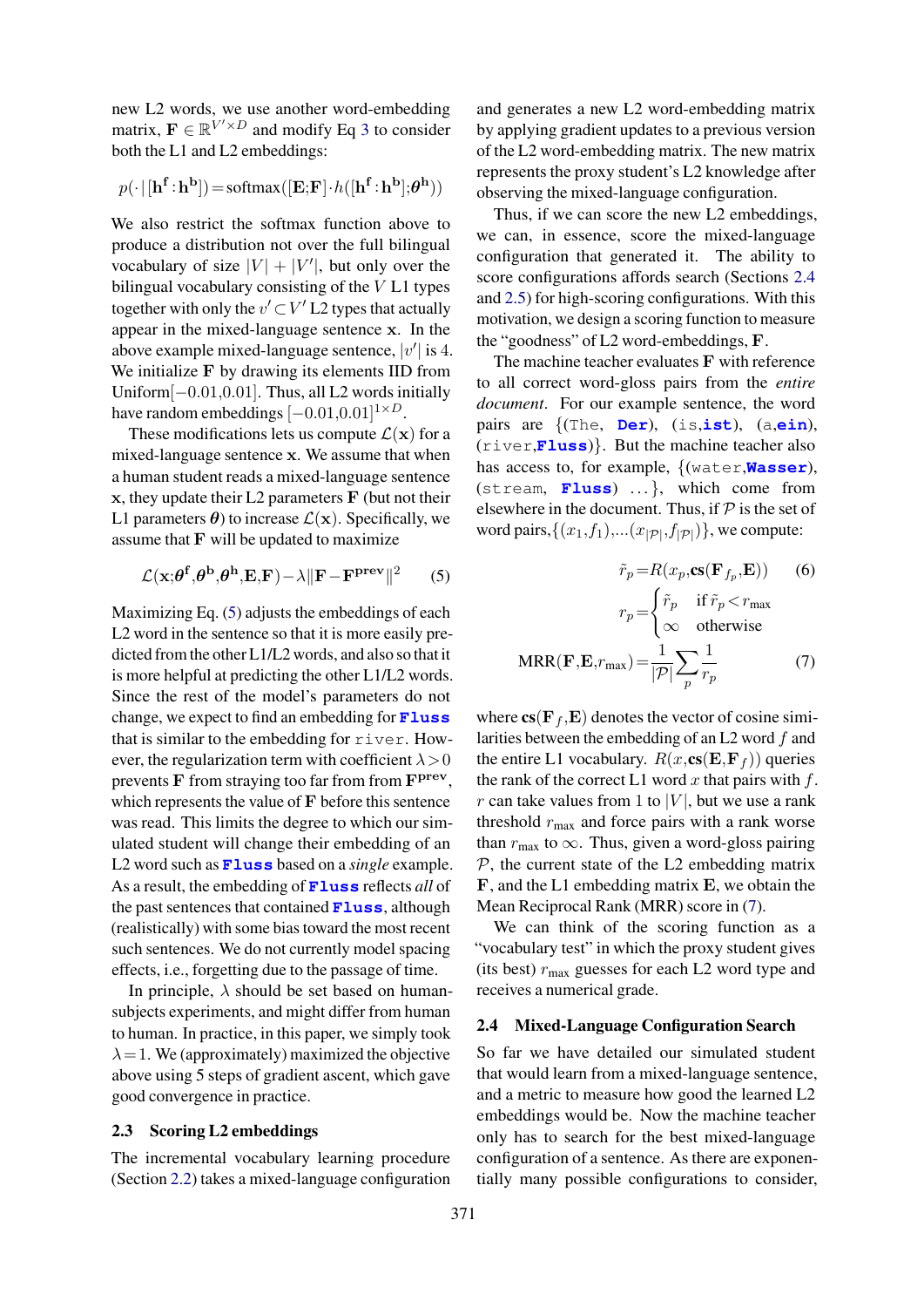new L2 words, we use another word-embedding matrix, $\mathbf{F} \in \mathbb{R}^{V' \times D}$ and modify Eq 3 to consider both the L1 and L2 embeddings:

$$p(\cdot \mid [\mathbf{h^f} : \mathbf{h^b}]) = \text{softmax}([\mathbf{E};\mathbf{F}] \cdot h([\mathbf{h^f} : \mathbf{h^b}];\boldsymbol{\theta}^\mathbf{h}))$$

We also restrict the softmax function above to produce a distribution not over the full bilingual vocabulary of size $|V| + |V'|$, but only over the bilingual vocabulary consisting of the $V$ L1 types together with only the $v' \subset V'$ L2 types that actually appear in the mixed-language sentence $\mathbf{x}$. In the above example mixed-language sentence, $|v'|$ is 4. We initialize $\mathbf{F}$ by drawing its elements IID from Uniform$[-0.01, 0.01]$. Thus, all L2 words initially have random embeddings $[-0.01, 0.01]^{1 \times D}$.

These modifications lets us compute $\mathcal{L}(\mathbf{x})$ for a mixed-language sentence $\mathbf{x}$. We assume that when a human student reads a mixed-language sentence $\mathbf{x}$, they update their L2 parameters $\mathbf{F}$ (but not their L1 parameters $\boldsymbol{\theta}$) to increase $\mathcal{L}(\mathbf{x})$. Specifically, we assume that $\mathbf{F}$ will be updated to maximize

$$\mathcal{L}(\mathbf{x}; \boldsymbol{\theta}^\mathbf{f}, \boldsymbol{\theta}^\mathbf{b}, \boldsymbol{\theta}^\mathbf{h}, \mathbf{E}, \mathbf{F}) - \lambda \|\mathbf{F} - \mathbf{F}^{\mathbf{prev}}\|^2 \tag{5}$$

Maximizing Eq. (5) adjusts the embeddings of each L2 word in the sentence so that it is more easily predicted from the other L1/L2 words, and also so that it is more helpful at predicting the other L1/L2 words. Since the rest of the model's parameters do not change, we expect to find an embedding for **Fluss** that is similar to the embedding for `river`. However, the regularization term with coefficient $\lambda > 0$ prevents $\mathbf{F}$ from straying too far from $\mathbf{F}^{\mathbf{prev}}$, which represents the value of $\mathbf{F}$ before this sentence was read. This limits the degree to which our simulated student will change their embedding of an L2 word such as **Fluss** based on a *single* example. As a result, the embedding of **Fluss** reflects *all* of the past sentences that contained **Fluss**, although (realistically) with some bias toward the most recent such sentences. We do not currently model spacing effects, i.e., forgetting due to the passage of time.

In principle, $\lambda$ should be set based on human-subjects experiments, and might differ from human to human. In practice, in this paper, we simply took $\lambda = 1$. We (approximately) maximized the objective above using 5 steps of gradient ascent, which gave good convergence in practice.

## 2.3 Scoring L2 embeddings

The incremental vocabulary learning procedure (Section 2.2) takes a mixed-language configuration and generates a new L2 word-embedding matrix by applying gradient updates to a previous version of the L2 word-embedding matrix. The new matrix represents the proxy student's L2 knowledge after observing the mixed-language configuration.

Thus, if we can score the new L2 embeddings, we can, in essence, score the mixed-language configuration that generated it. The ability to score configurations affords search (Sections 2.4 and 2.5) for high-scoring configurations. With this motivation, we design a scoring function to measure the "goodness" of L2 word-embeddings, $\mathbf{F}$.

The machine teacher evaluates $\mathbf{F}$ with reference to all correct word-gloss pairs from the *entire document*. For our example sentence, the word pairs are {(`The`, **Der**), (`is`,**ist**), (`a`,**ein**), (`river`,**Fluss**)}. But the machine teacher also has access to, for example, {(`water`,**Wasser**), (`stream`, **Fluss**) ...}, which come from elsewhere in the document. Thus, if $\mathcal{P}$ is the set of word pairs, $\{(x_1, f_1), \ldots (x_{|\mathcal{P}|}, f_{|\mathcal{P}|})\}$, we compute:

$$\tilde{r}_p = R(x_p, \mathbf{cs}(\mathbf{F}_{f_p}, \mathbf{E})) \tag{6}$$

$$r_p = \begin{cases} \tilde{r}_p & \text{if } \tilde{r}_p < r_{\max} \\ \infty & \text{otherwise} \end{cases}$$

$$\text{MRR}(\mathbf{F}, \mathbf{E}, r_{\max}) = \frac{1}{|\mathcal{P}|} \sum_p \frac{1}{r_p} \tag{7}$$

where $\mathbf{cs}(\mathbf{F}_f, \mathbf{E})$ denotes the vector of cosine similarities between the embedding of an L2 word $f$ and the entire L1 vocabulary. $R(x, \mathbf{cs}(\mathbf{E}, \mathbf{F}_f))$ queries the rank of the correct L1 word $x$ that pairs with $f$. $r$ can take values from 1 to $|V|$, but we use a rank threshold $r_{\max}$ and force pairs with a rank worse than $r_{\max}$ to $\infty$. Thus, given a word-gloss pairing $\mathcal{P}$, the current state of the L2 embedding matrix $\mathbf{F}$, and the L1 embedding matrix $\mathbf{E}$, we obtain the Mean Reciprocal Rank (MRR) score in (7).

We can think of the scoring function as a "vocabulary test" in which the proxy student gives (its best) $r_{\max}$ guesses for each L2 word type and receives a numerical grade.

## 2.4 Mixed-Language Configuration Search

So far we have detailed our simulated student that would learn from a mixed-language sentence, and a metric to measure how good the learned L2 embeddings would be. Now the machine teacher only has to search for the best mixed-language configuration of a sentence. As there are exponentially many possible configurations to consider,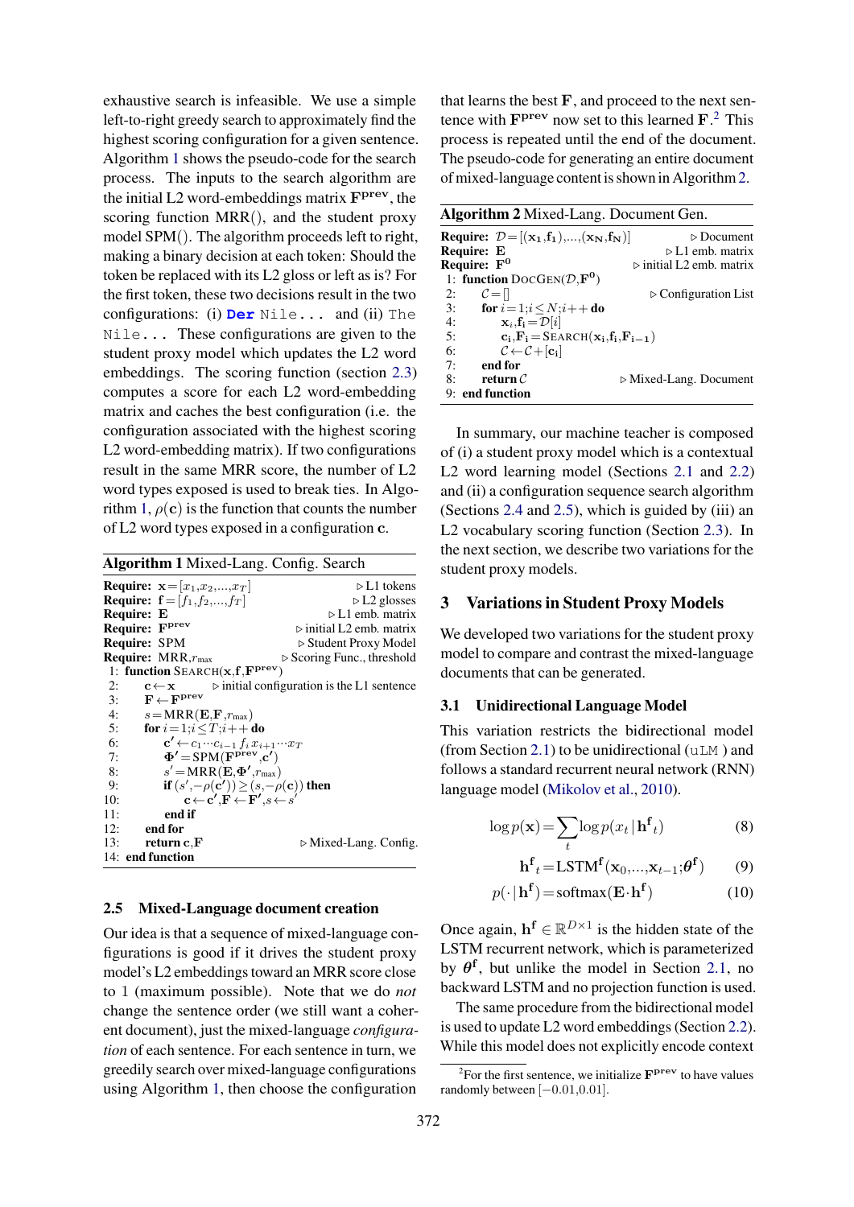exhaustive search is infeasible. We use a simple left-to-right greedy search to approximately find the highest scoring configuration for a given sentence. Algorithm 1 shows the pseudo-code for the search process. The inputs to the search algorithm are the initial L2 word-embeddings matrix $\mathbf{F}^{\mathbf{prev}}$, the scoring function MRR(), and the student proxy model SPM(). The algorithm proceeds left to right, making a binary decision at each token: Should the token be replaced with its L2 gloss or left as is? For the first token, these two decisions result in the two configurations: (i) **`Der`** `Nile...` and (ii) `The Nile...` These configurations are given to the student proxy model which updates the L2 word embeddings. The scoring function (section 2.3) computes a score for each L2 word-embedding matrix and caches the best configuration (i.e. the configuration associated with the highest scoring L2 word-embedding matrix). If two configurations result in the same MRR score, the number of L2 word types exposed is used to break ties. In Algorithm 1, $\rho(\mathbf{c})$ is the function that counts the number of L2 word types exposed in a configuration $\mathbf{c}$.

**Algorithm 1** Mixed-Lang. Config. Search

```
Require: x = [x_1, x_2, ..., x_T]                    ▷ L1 tokens
Require: f = [f_1, f_2, ..., f_T]                    ▷ L2 glosses
Require: E                                           ▷ L1 emb. matrix
Require: F^prev                                      ▷ initial L2 emb. matrix
Require: SPM                                         ▷ Student Proxy Model
Require: MRR, r_max                                  ▷ Scoring Func., threshold
 1: function SEARCH(x, f, F^prev)
 2:     c ← x              ▷ initial configuration is the L1 sentence
 3:     F ← F^prev
 4:     s = MRR(E, F, r_max)
 5:     for i = 1; i ≤ T; i++ do
 6:         c' ← c_1 ··· c_{i-1} f_i x_{i+1} ··· x_T
 7:         Φ' = SPM(F^prev, c')
 8:         s' = MRR(E, Φ', r_max)
 9:         if (s', −ρ(c')) ≥ (s, −ρ(c)) then
10:             c ← c', F ← F', s ← s'
11:         end if
12:     end for
13:     return c, F                                  ▷ Mixed-Lang. Config.
14: end function
```

## 2.5 Mixed-Language document creation

Our idea is that a sequence of mixed-language configurations is good if it drives the student proxy model's L2 embeddings toward an MRR score close to 1 (maximum possible). Note that we do *not* change the sentence order (we still want a coherent document), just the mixed-language *configuration* of each sentence. For each sentence in turn, we greedily search over mixed-language configurations using Algorithm 1, then choose the configuration that learns the best $\mathbf{F}$, and proceed to the next sentence with $\mathbf{F}^{\mathbf{prev}}$ now set to this learned $\mathbf{F}$.[2] This process is repeated until the end of the document. The pseudo-code for generating an entire document of mixed-language content is shown in Algorithm 2.

**Algorithm 2** Mixed-Lang. Document Gen.

```
Require: D = [(x_1, f_1), ..., (x_N, f_N)]           ▷ Document
Require: E                                           ▷ L1 emb. matrix
Require: F^0                                         ▷ initial L2 emb. matrix
1: function DOCGEN(D, F^0)
2:     C = []                                        ▷ Configuration List
3:     for i = 1; i ≤ N; i++ do
4:         x_i, f_i = D[i]
5:         c_i, F_i = SEARCH(x_i, f_i, F_{i-1})
6:         C ← C + [c_i]
7:     end for
8:     return C                                      ▷ Mixed-Lang. Document
9: end function
```

In summary, our machine teacher is composed of (i) a student proxy model which is a contextual L2 word learning model (Sections 2.1 and 2.2) and (ii) a configuration sequence search algorithm (Sections 2.4 and 2.5), which is guided by (iii) an L2 vocabulary scoring function (Section 2.3). In the next section, we describe two variations for the student proxy models.

# 3 Variations in Student Proxy Models

We developed two variations for the student proxy model to compare and contrast the mixed-language documents that can be generated.

## 3.1 Unidirectional Language Model

This variation restricts the bidirectional model (from Section 2.1) to be unidirectional (`uLM`) and follows a standard recurrent neural network (RNN) language model (Mikolov et al., 2010).

$$\log p(\mathbf{x}) = \sum_t \log p(x_t \mid \mathbf{h^f}_t) \tag{8}$$

$$\mathbf{h^f}_t = \mathrm{LSTM}^{\mathbf{f}}(\mathbf{x}_0, \ldots, \mathbf{x}_{t-1}; \boldsymbol{\theta}^{\mathbf{f}}) \tag{9}$$

$$p(\cdot \mid \mathbf{h^f}) = \mathrm{softmax}(\mathbf{E} \cdot \mathbf{h^f}) \tag{10}$$

Once again, $\mathbf{h^f} \in \mathbb{R}^{D \times 1}$ is the hidden state of the LSTM recurrent network, which is parameterized by $\boldsymbol{\theta}^{\mathbf{f}}$, but unlike the model in Section 2.1, no backward LSTM and no projection function is used.

The same procedure from the bidirectional model is used to update L2 word embeddings (Section 2.2). While this model does not explicitly encode context

[2] For the first sentence, we initialize $\mathbf{F}^{\mathbf{prev}}$ to have values randomly between $[-0.01, 0.01]$.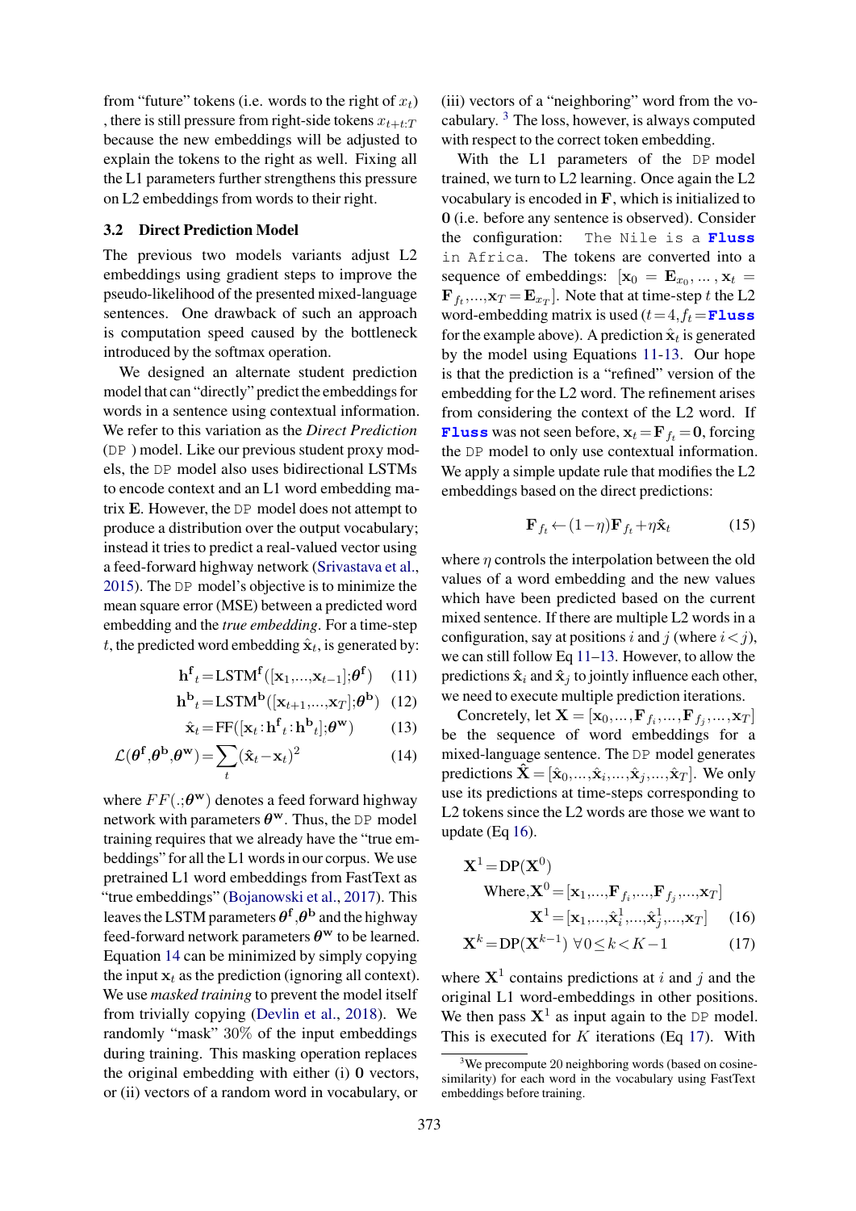from "future" tokens (i.e. words to the right of $x_t$) , there is still pressure from right-side tokens $x_{t+1:T}$ because the new embeddings will be adjusted to explain the tokens to the right as well. Fixing all the L1 parameters further strengthens this pressure on L2 embeddings from words to their right.

### 3.2 Direct Prediction Model

The previous two models variants adjust L2 embeddings using gradient steps to improve the pseudo-likelihood of the presented mixed-language sentences. One drawback of such an approach is computation speed caused by the bottleneck introduced by the softmax operation.

We designed an alternate student prediction model that can "directly" predict the embeddings for words in a sentence using contextual information. We refer to this variation as the *Direct Prediction* (DP ) model. Like our previous student proxy models, the DP model also uses bidirectional LSTMs to encode context and an L1 word embedding matrix $\mathbf{E}$. However, the DP model does not attempt to produce a distribution over the output vocabulary; instead it tries to predict a real-valued vector using a feed-forward highway network (Srivastava et al., 2015). The DP model's objective is to minimize the mean square error (MSE) between a predicted word embedding and the *true embedding*. For a time-step $t$, the predicted word embedding $\hat{\mathbf{x}}_t$, is generated by:

$$\mathbf{h^f}_t = \text{LSTM}^\mathbf{f}([\mathbf{x}_1,\ldots,\mathbf{x}_{t-1}];\boldsymbol{\theta}^\mathbf{f}) \tag{11}$$

$$\mathbf{h^b}_t = \text{LSTM}^\mathbf{b}([\mathbf{x}_{t+1},\ldots,\mathbf{x}_T];\boldsymbol{\theta}^\mathbf{b}) \tag{12}$$

$$\hat{\mathbf{x}}_t = \text{FF}([\mathbf{x}_t : \mathbf{h^f}_t : \mathbf{h^b}_t];\boldsymbol{\theta}^\mathbf{w}) \tag{13}$$

$$\mathcal{L}(\boldsymbol{\theta}^\mathbf{f},\boldsymbol{\theta}^\mathbf{b},\boldsymbol{\theta}^\mathbf{w}) = \sum_t (\hat{\mathbf{x}}_t - \mathbf{x}_t)^2 \tag{14}$$

where $FF(.;\boldsymbol{\theta}^\mathbf{w})$ denotes a feed forward highway network with parameters $\boldsymbol{\theta}^\mathbf{w}$. Thus, the DP model training requires that we already have the "true embeddings" for all the L1 words in our corpus. We use pretrained L1 word embeddings from FastText as "true embeddings" (Bojanowski et al., 2017). This leaves the LSTM parameters $\boldsymbol{\theta}^\mathbf{f}, \boldsymbol{\theta}^\mathbf{b}$ and the highway feed-forward network parameters $\boldsymbol{\theta}^\mathbf{w}$ to be learned. Equation 14 can be minimized by simply copying the input $\mathbf{x}_t$ as the prediction (ignoring all context). We use *masked training* to prevent the model itself from trivially copying (Devlin et al., 2018). We randomly "mask" 30% of the input embeddings during training. This masking operation replaces the original embedding with either (i) $\mathbf{0}$ vectors, or (ii) vectors of a random word in vocabulary, or (iii) vectors of a "neighboring" word from the vocabulary. [3] The loss, however, is always computed with respect to the correct token embedding.

With the L1 parameters of the DP model trained, we turn to L2 learning. Once again the L2 vocabulary is encoded in $\mathbf{F}$, which is initialized to $\mathbf{0}$ (i.e. before any sentence is observed). Consider the configuration: `The Nile is a` **`Fluss`** `in Africa`. The tokens are converted into a sequence of embeddings: $[\mathbf{x}_0 = \mathbf{E}_{x_0}, \ldots, \mathbf{x}_t = \mathbf{F}_{f_t}, \ldots, \mathbf{x}_T = \mathbf{E}_{x_T}]$. Note that at time-step $t$ the L2 word-embedding matrix is used ($t = 4, f_t =$ **`Fluss`** for the example above). A prediction $\hat{\mathbf{x}}_t$ is generated by the model using Equations 11-13. Our hope is that the prediction is a "refined" version of the embedding for the L2 word. The refinement arises from considering the context of the L2 word. If **`Fluss`** was not seen before, $\mathbf{x}_t = \mathbf{F}_{f_t} = \mathbf{0}$, forcing the DP model to only use contextual information. We apply a simple update rule that modifies the L2 embeddings based on the direct predictions:

$$\mathbf{F}_{f_t} \leftarrow (1-\eta)\mathbf{F}_{f_t} + \eta\hat{\mathbf{x}}_t \tag{15}$$

where $\eta$ controls the interpolation between the old values of a word embedding and the new values which have been predicted based on the current mixed sentence. If there are multiple L2 words in a configuration, say at positions $i$ and $j$ (where $i < j$), we can still follow Eq 11–13. However, to allow the predictions $\hat{\mathbf{x}}_i$ and $\hat{\mathbf{x}}_j$ to jointly influence each other, we need to execute multiple prediction iterations.

Concretely, let $\mathbf{X} = [\mathbf{x}_0, \ldots, \mathbf{F}_{f_i}, \ldots, \mathbf{F}_{f_j}, \ldots, \mathbf{x}_T]$ be the sequence of word embeddings for a mixed-language sentence. The DP model generates predictions $\hat{\mathbf{X}} = [\hat{\mathbf{x}}_0, \ldots, \hat{\mathbf{x}}_i, \ldots, \hat{\mathbf{x}}_j, \ldots, \hat{\mathbf{x}}_T]$. We only use its predictions at time-steps corresponding to L2 tokens since the L2 words are those we want to update (Eq 16).

$$\begin{aligned}
\mathbf{X}^1 &= \text{DP}(\mathbf{X}^0) \\
&\text{Where,} \mathbf{X}^0 = [\mathbf{x}_1, \ldots, \mathbf{F}_{f_i}, \ldots, \mathbf{F}_{f_j}, \ldots, \mathbf{x}_T] \\
&\quad\quad \mathbf{X}^1 = [\mathbf{x}_1, \ldots, \hat{\mathbf{x}}_i^1, \ldots, \hat{\mathbf{x}}_j^1, \ldots, \mathbf{x}_T]
\end{aligned} \tag{16}$$

$$\mathbf{X}^k = \text{DP}(\mathbf{X}^{k-1}) \;\; \forall 0 \leq k < K-1 \tag{17}$$

where $\mathbf{X}^1$ contains predictions at $i$ and $j$ and the original L1 word-embeddings in other positions. We then pass $\mathbf{X}^1$ as input again to the DP model. This is executed for $K$ iterations (Eq 17). With

[3] We precompute 20 neighboring words (based on cosine-similarity) for each word in the vocabulary using FastText embeddings before training.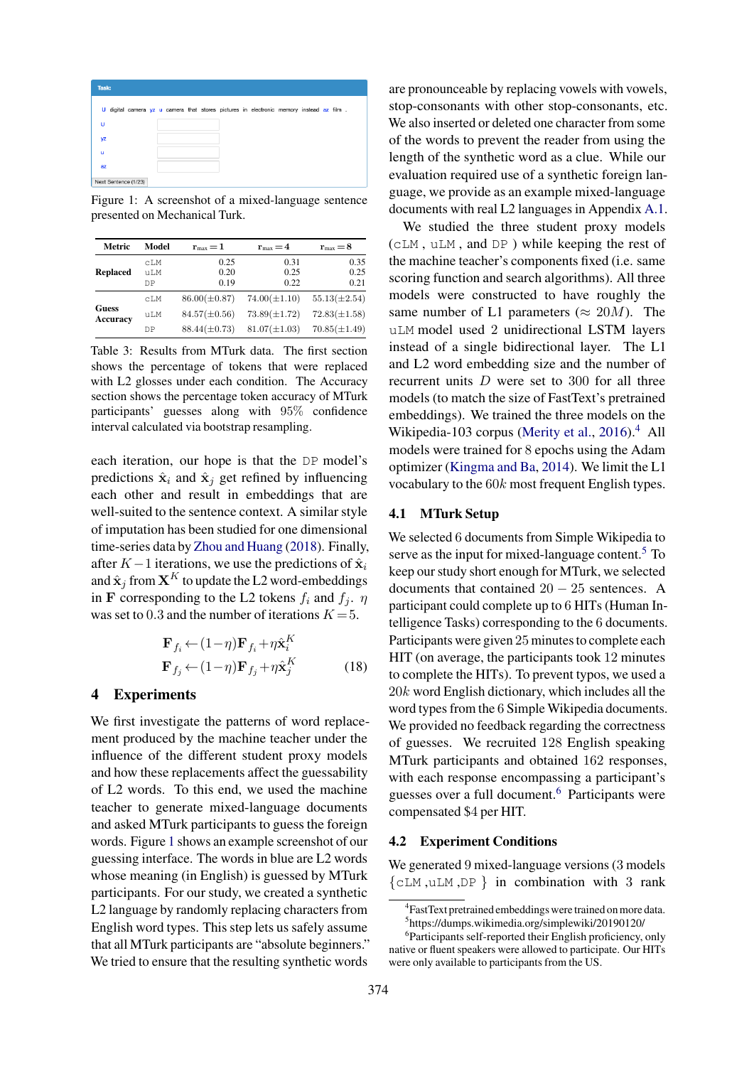Task:

U digital camera yz u camera that stores pictures in electronic memory instead az film .

Figure 1: A screenshot of a mixed-language sentence presented on Mechanical Turk.

| Metric | Model | $r_{max}=1$ | $r_{max}=4$ | $r_{max}=8$ |
|---|---|---|---|---|
| Replaced | cLM | 0.25 | 0.31 | 0.35 |
| | uLM | 0.20 | 0.25 | 0.25 |
| | DP | 0.19 | 0.22 | 0.21 |
| Guess Accuracy | cLM | 86.00(±0.87) | 74.00(±1.10) | 55.13(±2.54) |
| | uLM | 84.57(±0.56) | 73.89(±1.72) | 72.83(±1.58) |
| | DP | 88.44(±0.73) | 81.07(±1.03) | 70.85(±1.49) |

Table 3: Results from MTurk data. The first section shows the percentage of tokens that were replaced with L2 glosses under each condition. The Accuracy section shows the percentage token accuracy of MTurk participants' guesses along with 95% confidence interval calculated via bootstrap resampling.

each iteration, our hope is that the DP model's predictions $\hat{\mathbf{x}}_i$ and $\hat{\mathbf{x}}_j$ get refined by influencing each other and result in embeddings that are well-suited to the sentence context. A similar style of imputation has been studied for one dimensional time-series data by Zhou and Huang (2018). Finally, after $K-1$ iterations, we use the predictions of $\hat{\mathbf{x}}_i$ and $\hat{\mathbf{x}}_j$ from $\mathbf{X}^K$ to update the L2 word-embeddings in $\mathbf{F}$ corresponding to the L2 tokens $f_i$ and $f_j$. $\eta$ was set to 0.3 and the number of iterations $K=5$.

$$\mathbf{F}_{f_i} \leftarrow (1-\eta)\mathbf{F}_{f_i} + \eta\hat{\mathbf{x}}_i^K$$
$$\mathbf{F}_{f_j} \leftarrow (1-\eta)\mathbf{F}_{f_j} + \eta\hat{\mathbf{x}}_j^K \tag{18}$$

## 4 Experiments

We first investigate the patterns of word replacement produced by the machine teacher under the influence of the different student proxy models and how these replacements affect the guessability of L2 words. To this end, we used the machine teacher to generate mixed-language documents and asked MTurk participants to guess the foreign words. Figure 1 shows an example screenshot of our guessing interface. The words in blue are L2 words whose meaning (in English) is guessed by MTurk participants. For our study, we created a synthetic L2 language by randomly replacing characters from English word types. This step lets us safely assume that all MTurk participants are "absolute beginners." We tried to ensure that the resulting synthetic words are pronounceable by replacing vowels with vowels, stop-consonants with other stop-consonants, etc. We also inserted or deleted one character from some of the words to prevent the reader from using the length of the synthetic word as a clue. While our evaluation required use of a synthetic foreign language, we provide as an example mixed-language documents with real L2 languages in Appendix A.1.

We studied the three student proxy models (cLM, uLM, and DP) while keeping the rest of the machine teacher's components fixed (i.e. same scoring function and search algorithms). All three models were constructed to have roughly the same number of L1 parameters ($\approx 20M$). The uLM model used 2 unidirectional LSTM layers instead of a single bidirectional layer. The L1 and L2 word embedding size and the number of recurrent units $D$ were set to 300 for all three models (to match the size of FastText's pretrained embeddings). We trained the three models on the Wikipedia-103 corpus (Merity et al., 2016).[4] All models were trained for 8 epochs using the Adam optimizer (Kingma and Ba, 2014). We limit the L1 vocabulary to the $60k$ most frequent English types.

### 4.1 MTurk Setup

We selected 6 documents from Simple Wikipedia to serve as the input for mixed-language content.[5] To keep our study short enough for MTurk, we selected documents that contained $20-25$ sentences. A participant could complete up to 6 HITs (Human Intelligence Tasks) corresponding to the 6 documents. Participants were given 25 minutes to complete each HIT (on average, the participants took 12 minutes to complete the HITs). To prevent typos, we used a $20k$ word English dictionary, which includes all the word types from the 6 Simple Wikipedia documents. We provided no feedback regarding the correctness of guesses. We recruited 128 English speaking MTurk participants and obtained 162 responses, with each response encompassing a participant's guesses over a full document.[6] Participants were compensated $4 per HIT.

### 4.2 Experiment Conditions

We generated 9 mixed-language versions (3 models {cLM, uLM, DP} in combination with 3 rank

[4]FastText pretrained embeddings were trained on more data.

[5]https://dumps.wikimedia.org/simplewiki/20190120/

[6]Participants self-reported their English proficiency, only native or fluent speakers were allowed to participate. Our HITs were only available to participants from the US.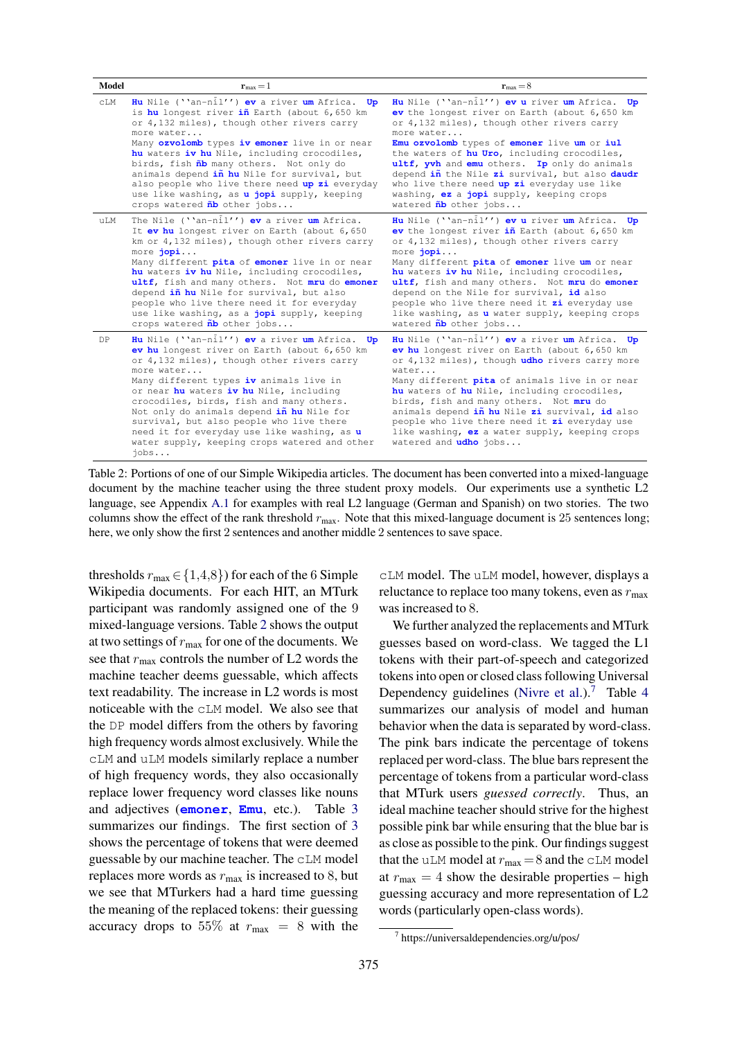| Model | $r_{max} = 1$ | $r_{max} = 8$ |
|---|---|---|
| cLM | **Hu** Nile (''an-nīl'') **ev** a river **um** Africa. **Up** is **hu** longest river **iñ** Earth (about 6,650 km or 4,132 miles), though other rivers carry more water... Many **ozvolomb** types **iv** **emoner** live in or near **hu** waters **iv** **hu** Nile, including crocodiles, birds, fish **ñb** many others. Not only do animals depend **iñ** **hu** Nile for survival, but also people who live there need **up** **zi** everyday use like washing, as **u** **jopi** supply, keeping crops watered **ñb** other jobs... | **Hu** Nile (''an-nīl'') **ev** **u** river **um** Africa. **Up** **ev** the longest river on Earth (about 6,650 km or 4,132 miles), though other rivers carry more water... **Emu** **ozvolomb** types of **emoner** live **um** or **iul** the waters of **hu** **Uro**, including crocodiles, **ultf**, **yvh** and **emu** others. **Ip** only do animals depend **iñ** the Nile **zi** survival, but also **daudr** who live there need **up** **zi** everyday use like washing, **ez** a **jopi** supply, keeping crops watered **ñb** other jobs... |
| uLM | The Nile (''an-nīl'') **ev** a river **um** Africa. It **ev** **hu** longest river on Earth (about 6,650 km or 4,132 miles), though other rivers carry more **jopi**... Many different **pita** of **emoner** live in or near **hu** waters **iv** **hu** Nile, including crocodiles, **ultf**, fish and many others. Not **mru** do **emoner** depend **iñ** **hu** Nile for survival, but also people who live there need it for everyday use like washing, as **u** **jopi** supply, keeping crops watered **ñb** other jobs... | **Hu** Nile (''an-nīl'') **ev** **u** river **um** Africa. **Up** **ev** the longest river **iñ** Earth (about 6,650 km or 4,132 miles), though other rivers carry more **jopi**... Many different **pita** of **emoner** live **um** or near **hu** waters **iv** **hu** Nile, including crocodiles, **ultf**, fish and many others. Not **mru** do **emoner** depend on the Nile for survival, **id** also people who live there need it **zi** everyday use like washing, as **u** water supply, keeping crops watered **ñb** other jobs... |
| DP | **Hu** Nile (''an-nīl'') **ev** a river **um** Africa. **Up** **ev** **hu** longest river on Earth (about 6,650 km or 4,132 miles), though other rivers carry more water... Many different types **iv** animals live in or near **hu** waters **iv** **hu** Nile, including crocodiles, birds, fish and many others. Not only do animals depend **iñ** **hu** Nile for survival, but also people who live there need it for everyday use like washing, as **u** water supply, keeping crops watered and other jobs... | **Hu** Nile (''an-nīl'') **ev** a river **um** Africa. **Up** **ev** **hu** longest river on Earth (about 6,650 km or 4,132 miles), though **udho** rivers carry more water... Many different **pita** of animals live in or near **hu** waters of **hu** Nile, including crocodiles, birds, fish and many others. Not **mru** do animals depend **iñ** **hu** Nile **zi** survival, **id** also people who live there need **up** **zi** everyday use like washing, **ez** a water supply, keeping crops watered and **udho** jobs... |

Table 2: Portions of one of our Simple Wikipedia articles. The document has been converted into a mixed-language document by the machine teacher using the three student proxy models. Our experiments use a synthetic L2 language, see Appendix A.1 for examples with real L2 language (German and Spanish) on two stories. The two columns show the effect of the rank threshold $r_{max}$. Note that this mixed-language document is 25 sentences long; here, we only show the first 2 sentences and another middle 2 sentences to save space.

thresholds $r_{max} \in \{1,4,8\}$) for each of the 6 Simple Wikipedia documents. For each HIT, an MTurk participant was randomly assigned one of the 9 mixed-language versions. Table 2 shows the output at two settings of $r_{max}$ for one of the documents. We see that $r_{max}$ controls the number of L2 words the machine teacher deems guessable, which affects text readability. The increase in L2 words is most noticeable with the cLM model. We also see that the DP model differs from the others by favoring high frequency words almost exclusively. While the cLM and uLM models similarly replace a number of high frequency words, they also occasionally replace lower frequency word classes like nouns and adjectives (**emoner**, **Emu**, etc.). Table 3 summarizes our findings. The first section of 3 shows the percentage of tokens that were deemed guessable by our machine teacher. The cLM model replaces more words as $r_{max}$ is increased to 8, but we see that MTurkers had a hard time guessing the meaning of the replaced tokens: their guessing accuracy drops to 55% at $r_{max} = 8$ with the cLM model. The uLM model, however, displays a reluctance to replace too many tokens, even as $r_{max}$ was increased to 8.

We further analyzed the replacements and MTurk guesses based on word-class. We tagged the L1 tokens with their part-of-speech and categorized tokens into open or closed class following Universal Dependency guidelines (Nivre et al.).[7] Table 4 summarizes our analysis of model and human behavior when the data is separated by word-class. The pink bars indicate the percentage of tokens replaced per word-class. The blue bars represent the percentage of tokens from a particular word-class that MTurk users *guessed correctly*. Thus, an ideal machine teacher should strive for the highest possible pink bar while ensuring that the blue bar is as close as possible to the pink. Our findings suggest that the uLM model at $r_{max} = 8$ and the cLM model at $r_{max} = 4$ show the desirable properties – high guessing accuracy and more representation of L2 words (particularly open-class words).

[7] https://universaldependencies.org/u/pos/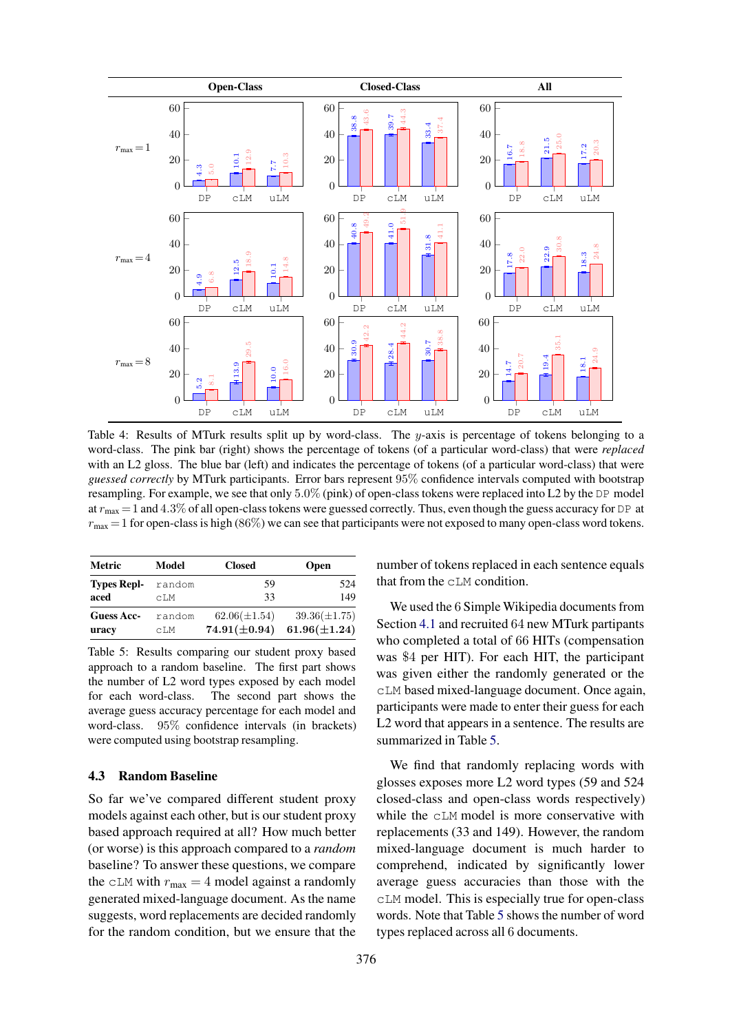| | Model | Open-Class (guessed / replaced) | Closed-Class (guessed / replaced) | All (guessed / replaced) |
|---|---|---|---|---|
| $r_{\max} = 1$ | DP | 4.3 / 5.0 | 38.8 / 43.6 | 16.7 / 18.8 |
| | cLM | 10.1 / 12.9 | 39.7 / 44.3 | 21.5 / 25.0 |
| | uLM | 7.7 / 10.3 | 33.4 / 37.4 | 17.2 / 20.3 |
| $r_{\max} = 4$ | DP | 4.9 / 6.8 | 40.8 / 49.2 | 17.8 / 22.0 |
| | cLM | 12.5 / 18.9 | 41.0 / 51.9 | 22.9 / 30.8 |
| | uLM | 10.1 / 14.8 | 31.8 / 41.1 | 18.3 / 24.8 |
| $r_{\max} = 8$ | DP | 5.2 / 8.1 | 30.9 / 42.2 | 14.7 / 20.7 |
| | cLM | 13.9 / 29.5 | 28.4 / 44.2 | 19.4 / 35.1 |
| | uLM | 10.0 / 16.0 | 30.7 / 38.8 | 18.1 / 24.9 |

Table 4: Results of MTurk results split up by word-class. The $y$-axis is percentage of tokens belonging to a word-class. The pink bar (right) shows the percentage of tokens (of a particular word-class) that were *replaced* with an L2 gloss. The blue bar (left) and indicates the percentage of tokens (of a particular word-class) that were *guessed correctly* by MTurk participants. Error bars represent 95% confidence intervals computed with bootstrap resampling. For example, we see that only 5.0% (pink) of open-class tokens were replaced into L2 by the DP model at $r_{\max} = 1$ and 4.3% of all open-class tokens were guessed correctly. Thus, even though the guess accuracy for DP at $r_{\max} = 1$ for open-class is high (86%) we can see that participants were not exposed to many open-class word tokens.

| Metric | Model | Closed | Open |
|---|---|---|---|
| **Types Replaced** | random | 59 | 524 |
| | cLM | 33 | 149 |
| **Guess Accuracy** | random | 62.06(±1.54) | 39.36(±1.75) |
| | cLM | **74.91(±0.94)** | **61.96(±1.24)** |

Table 5: Results comparing our student proxy based approach to a random baseline. The first part shows the number of L2 word types exposed by each model for each word-class. The second part shows the average guess accuracy percentage for each model and word-class. 95% confidence intervals (in brackets) were computed using bootstrap resampling.

### 4.3 Random Baseline

So far we've compared different student proxy models against each other, but is our student proxy based approach required at all? How much better (or worse) is this approach compared to a *random* baseline? To answer these questions, we compare the cLM with $r_{\max} = 4$ model against a randomly generated mixed-language document. As the name suggests, word replacements are decided randomly for the random condition, but we ensure that the number of tokens replaced in each sentence equals that from the cLM condition.

We used the 6 Simple Wikipedia documents from Section 4.1 and recruited 64 new MTurk partipants who completed a total of 66 HITs (compensation was \$4 per HIT). For each HIT, the participant was given either the randomly generated or the cLM based mixed-language document. Once again, participants were made to enter their guess for each L2 word that appears in a sentence. The results are summarized in Table 5.

We find that randomly replacing words with glosses exposes more L2 word types (59 and 524 closed-class and open-class words respectively) while the cLM model is more conservative with replacements (33 and 149). However, the random mixed-language document is much harder to comprehend, indicated by significantly lower average guess accuracies than those with the cLM model. This is especially true for open-class words. Note that Table 5 shows the number of word types replaced across all 6 documents.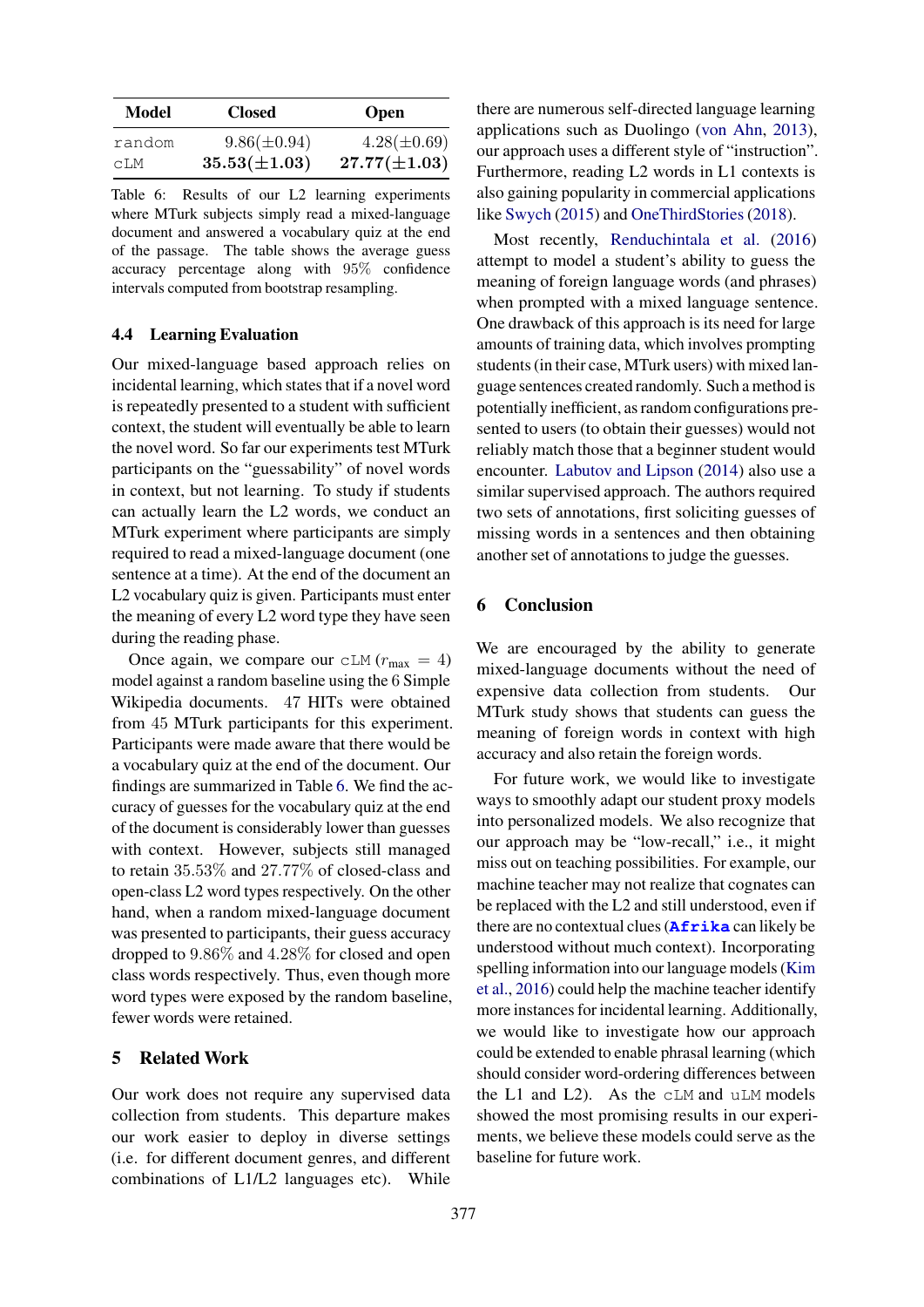| Model | Closed | Open |
|---|---|---|
| random | 9.86(±0.94) | 4.28(±0.69) |
| cLM | **35.53(±1.03)** | **27.77(±1.03)** |

Table 6: Results of our L2 learning experiments where MTurk subjects simply read a mixed-language document and answered a vocabulary quiz at the end of the passage. The table shows the average guess accuracy percentage along with 95% confidence intervals computed from bootstrap resampling.

### 4.4 Learning Evaluation

Our mixed-language based approach relies on incidental learning, which states that if a novel word is repeatedly presented to a student with sufficient context, the student will eventually be able to learn the novel word. So far our experiments test MTurk participants on the "guessability" of novel words in context, but not learning. To study if students can actually learn the L2 words, we conduct an MTurk experiment where participants are simply required to read a mixed-language document (one sentence at a time). At the end of the document an L2 vocabulary quiz is given. Participants must enter the meaning of every L2 word type they have seen during the reading phase.

Once again, we compare our cLM ($r_{\text{max}} = 4$) model against a random baseline using the 6 Simple Wikipedia documents. 47 HITs were obtained from 45 MTurk participants for this experiment. Participants were made aware that there would be a vocabulary quiz at the end of the document. Our findings are summarized in Table 6. We find the accuracy of guesses for the vocabulary quiz at the end of the document is considerably lower than guesses with context. However, subjects still managed to retain 35.53% and 27.77% of closed-class and open-class L2 word types respectively. On the other hand, when a random mixed-language document was presented to participants, their guess accuracy dropped to 9.86% and 4.28% for closed and open class words respectively. Thus, even though more word types were exposed by the random baseline, fewer words were retained.

## 5 Related Work

Our work does not require any supervised data collection from students. This departure makes our work easier to deploy in diverse settings (i.e. for different document genres, and different combinations of L1/L2 languages etc). While there are numerous self-directed language learning applications such as Duolingo (von Ahn, 2013), our approach uses a different style of "instruction". Furthermore, reading L2 words in L1 contexts is also gaining popularity in commercial applications like Swych (2015) and OneThirdStories (2018).

Most recently, Renduchintala et al. (2016) attempt to model a student's ability to guess the meaning of foreign language words (and phrases) when prompted with a mixed language sentence. One drawback of this approach is its need for large amounts of training data, which involves prompting students (in their case, MTurk users) with mixed language sentences created randomly. Such a method is potentially inefficient, as random configurations presented to users (to obtain their guesses) would not reliably match those that a beginner student would encounter. Labutov and Lipson (2014) also use a similar supervised approach. The authors required two sets of annotations, first soliciting guesses of missing words in a sentences and then obtaining another set of annotations to judge the guesses.

## 6 Conclusion

We are encouraged by the ability to generate mixed-language documents without the need of expensive data collection from students. Our MTurk study shows that students can guess the meaning of foreign words in context with high accuracy and also retain the foreign words.

For future work, we would like to investigate ways to smoothly adapt our student proxy models into personalized models. We also recognize that our approach may be "low-recall," i.e., it might miss out on teaching possibilities. For example, our machine teacher may not realize that cognates can be replaced with the L2 and still understood, even if there are no contextual clues (**Afrika** can likely be understood without much context). Incorporating spelling information into our language models (Kim et al., 2016) could help the machine teacher identify more instances for incidental learning. Additionally, we would like to investigate how our approach could be extended to enable phrasal learning (which should consider word-ordering differences between the L1 and L2). As the cLM and uLM models showed the most promising results in our experiments, we believe these models could serve as the baseline for future work.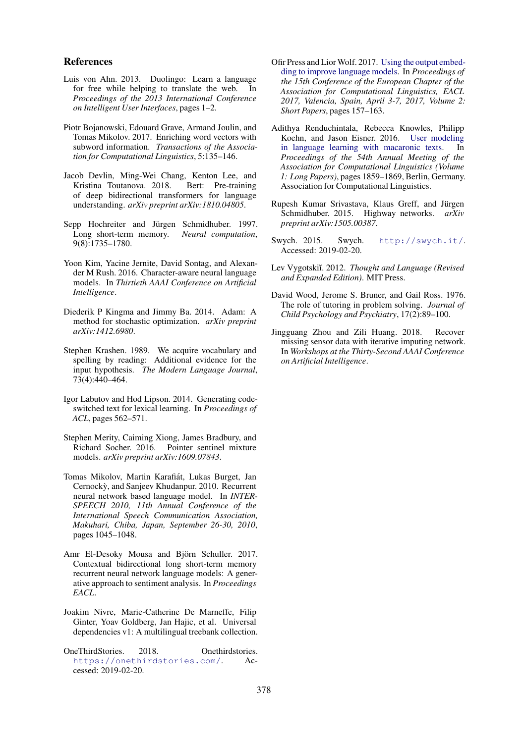## References

Luis von Ahn. 2013. Duolingo: Learn a language for free while helping to translate the web. In *Proceedings of the 2013 International Conference on Intelligent User Interfaces*, pages 1–2.

Piotr Bojanowski, Edouard Grave, Armand Joulin, and Tomas Mikolov. 2017. Enriching word vectors with subword information. *Transactions of the Association for Computational Linguistics*, 5:135–146.

Jacob Devlin, Ming-Wei Chang, Kenton Lee, and Kristina Toutanova. 2018. Bert: Pre-training of deep bidirectional transformers for language understanding. *arXiv preprint arXiv:1810.04805*.

Sepp Hochreiter and Jürgen Schmidhuber. 1997. Long short-term memory. *Neural computation*, 9(8):1735–1780.

Yoon Kim, Yacine Jernite, David Sontag, and Alexander M Rush. 2016. Character-aware neural language models. In *Thirtieth AAAI Conference on Artificial Intelligence*.

Diederik P Kingma and Jimmy Ba. 2014. Adam: A method for stochastic optimization. *arXiv preprint arXiv:1412.6980*.

Stephen Krashen. 1989. We acquire vocabulary and spelling by reading: Additional evidence for the input hypothesis. *The Modern Language Journal*, 73(4):440–464.

Igor Labutov and Hod Lipson. 2014. Generating code-switched text for lexical learning. In *Proceedings of ACL*, pages 562–571.

Stephen Merity, Caiming Xiong, James Bradbury, and Richard Socher. 2016. Pointer sentinel mixture models. *arXiv preprint arXiv:1609.07843*.

Tomas Mikolov, Martin Karafiát, Lukas Burget, Jan Cernockỳ, and Sanjeev Khudanpur. 2010. Recurrent neural network based language model. In *INTERSPEECH 2010, 11th Annual Conference of the International Speech Communication Association, Makuhari, Chiba, Japan, September 26-30, 2010*, pages 1045–1048.

Amr El-Desoky Mousa and Björn Schuller. 2017. Contextual bidirectional long short-term memory recurrent neural network language models: A generative approach to sentiment analysis. In *Proceedings EACL*.

Joakim Nivre, Marie-Catherine De Marneffe, Filip Ginter, Yoav Goldberg, Jan Hajic, et al. Universal dependencies v1: A multilingual treebank collection.

OneThirdStories. 2018. Onethirdstories. https://onethirdstories.com/. Accessed: 2019-02-20.

Ofir Press and Lior Wolf. 2017. Using the output embedding to improve language models. In *Proceedings of the 15th Conference of the European Chapter of the Association for Computational Linguistics, EACL 2017, Valencia, Spain, April 3-7, 2017, Volume 2: Short Papers*, pages 157–163.

Adithya Renduchintala, Rebecca Knowles, Philipp Koehn, and Jason Eisner. 2016. User modeling in language learning with macaronic texts. In *Proceedings of the 54th Annual Meeting of the Association for Computational Linguistics (Volume 1: Long Papers)*, pages 1859–1869, Berlin, Germany. Association for Computational Linguistics.

Rupesh Kumar Srivastava, Klaus Greff, and Jürgen Schmidhuber. 2015. Highway networks. *arXiv preprint arXiv:1505.00387*.

Swych. 2015. Swych. http://swych.it/. Accessed: 2019-02-20.

Lev Vygotskiĭ. 2012. *Thought and Language (Revised and Expanded Edition)*. MIT Press.

David Wood, Jerome S. Bruner, and Gail Ross. 1976. The role of tutoring in problem solving. *Journal of Child Psychology and Psychiatry*, 17(2):89–100.

Jingguang Zhou and Zili Huang. 2018. Recover missing sensor data with iterative imputing network. In *Workshops at the Thirty-Second AAAI Conference on Artificial Intelligence*.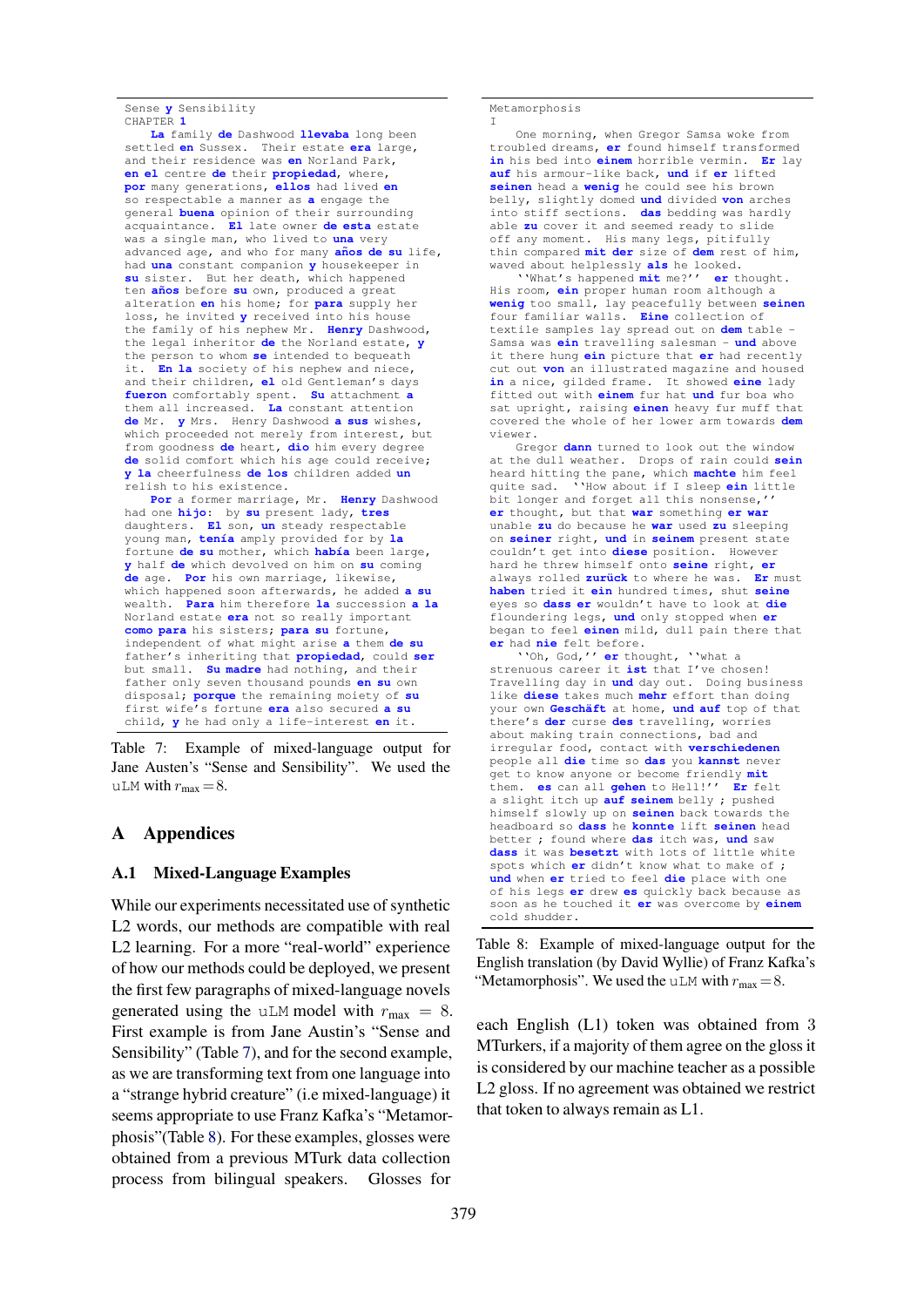```
Sense y Sensibility
CHAPTER 1
    La family de Dashwood llevaba long been
settled en Sussex.  Their estate era large,
and their residence was en Norland Park,
en el centre de their propiedad, where,
por many generations, ellos had lived en
so respectable a manner as a engage the
general buena opinion of their surrounding
acquaintance.  El late owner de esta estate
was a single man, who lived to una very
advanced age, and who for many años de su life,
had una constant companion y housekeeper in
su sister.  But her death, which happened
ten años before su own, produced a great
alteration en his home; for para supply her
loss, he invited y received into his house
the family of his nephew Mr.  Henry Dashwood,
the legal inheritor de the Norland estate, y
the person to whom se intended to bequeath
it.  En la society of his nephew and niece,
and their children, el old Gentleman's days
fueron comfortably spent.  Su attachment a
them all increased.  La constant attention
de Mr.  y Mrs.  Henry Dashwood a sus wishes,
which proceeded not merely from interest, but
from goodness de heart, dio him every degree
de solid comfort which his age could receive;
y la cheerfulness de los children added un
relish to his existence.
    Por a former marriage, Mr.  Henry Dashwood
had one hijo:  by su present lady, tres
daughters.  El son, un steady respectable
young man, tenía amply provided for by la
fortune de su mother, which había been large,
y half de which devolved on him on su coming
de age.  Por his own marriage, likewise,
which happened soon afterwards, he added a su
wealth.  Para him therefore la succession a la
Norland estate era not so really important
como para his sisters; para su fortune,
independent of what might arise a them de su
father's inheriting that propiedad, could ser
but small.  Su madre had nothing, and their
father only seven thousand pounds en su own
disposal; porque the remaining moiety of su
first wife's fortune era also secured a su
child, y he had only a life-interest en it.
```

Table 7: Example of mixed-language output for Jane Austen's "Sense and Sensibility". We used the uLM with $r_{\max} = 8$.

# A Appendices

## A.1 Mixed-Language Examples

While our experiments necessitated use of synthetic L2 words, our methods are compatible with real L2 learning. For a more "real-world" experience of how our methods could be deployed, we present the first few paragraphs of mixed-language novels generated using the uLM model with $r_{\max} = 8$. First example is from Jane Austin's "Sense and Sensibility" (Table 7), and for the second example, as we are transforming text from one language into a "strange hybrid creature" (i.e mixed-language) it seems appropriate to use Franz Kafka's "Metamorphosis"(Table 8). For these examples, glosses were obtained from a previous MTurk data collection process from bilingual speakers. Glosses for each English (L1) token was obtained from 3 MTurkers, if a majority of them agree on the gloss it is considered by our machine teacher as a possible L2 gloss. If no agreement was obtained we restrict that token to always remain as L1.

```
Metamorphosis
I
    One morning, when Gregor Samsa woke from
troubled dreams, er found himself transformed
in his bed into einem horrible vermin.  Er lay
auf his armour-like back, und if er lifted
seinen head a wenig he could see his brown
belly, slightly domed und divided von arches
into stiff sections.  das bedding was hardly
able zu cover it and seemed ready to slide
off any moment.  His many legs, pitifully
thin compared mit der size of dem rest of him,
waved about helplessly als he looked.
    ''What's happened mit me?''  er thought.
His room, ein proper human room although a
wenig too small, lay peacefully between seinen
four familiar walls.  Eine collection of
textile samples lay spread out on dem table -
Samsa was ein travelling salesman - und above
it there hung ein picture that er had recently
cut out von an illustrated magazine and housed
in a nice, gilded frame.  It showed eine lady
fitted out with einem fur hat und fur boa who
sat upright, raising einen heavy fur muff that
covered the whole of her lower arm towards dem
viewer.
    Gregor dann turned to look out the window
at the dull weather.  Drops of rain could sein
heard hitting the pane, which machte him feel
quite sad.  ''How about if I sleep ein little
bit longer and forget all this nonsense,''
er thought, but that war something er war
unable zu do because he war used zu sleeping
on seiner right, und in seinem present state
couldn't get into diese position.  However
hard he threw himself onto seine right, er
always rolled zurück to where he was.  Er must
haben tried it ein hundred times, shut seine
eyes so dass er wouldn't have to look at die
floundering legs, und only stopped when er
began to feel einen mild, dull pain there that
er had nie felt before.
    ''Oh, God,'' er thought, ''what a
strenuous career it ist that I've chosen!
Travelling day in und day out.  Doing business
like diese takes much mehr effort than doing
your own Geschäft at home, und auf top of that
there's der curse des travelling, worries
about making train connections, bad and
irregular food, contact with verschiedenen
people all die time so das you kannst never
get to know anyone or become friendly mit
them.  es can all gehen to Hell!''  Er felt
a slight itch up auf seinem belly ; pushed
himself slowly up on seinen back towards the
headboard so dass he konnte lift seinen head
better ; found where das itch was, und saw
dass it was besetzt with lots of little white
spots which er didn't know what to make of ;
und when er tried to feel die place with one
of his legs er drew es quickly back because as
soon as he touched it er was overcome by einem
cold shudder.
```

Table 8: Example of mixed-language output for the English translation (by David Wyllie) of Franz Kafka's "Metamorphosis". We used the uLM with $r_{\max} = 8$.